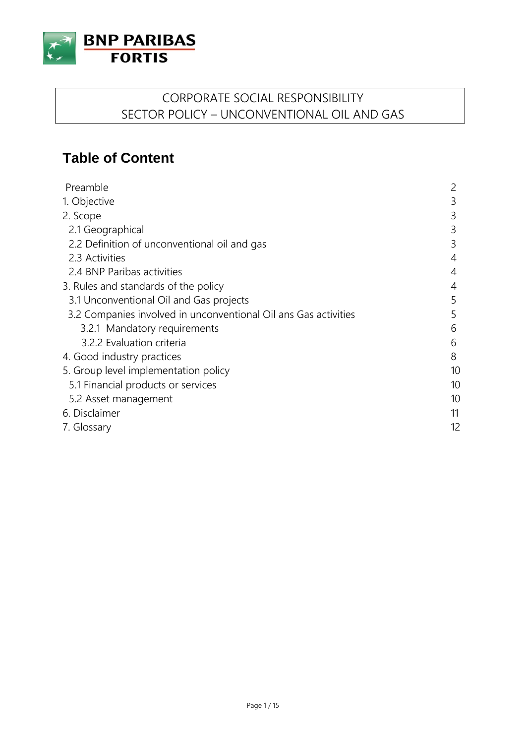BNP PARIBAS FORTIS

# CORPORATE SOCIAL RESPONSIBILITY
# SECTOR POLICY – UNCONVENTIONAL OIL AND GAS

## Table of Content

| | |
|---|---|
| Preamble | 2 |
| 1. Objective | 3 |
| 2. Scope | 3 |
| 2.1 Geographical | 3 |
| 2.2 Definition of unconventional oil and gas | 3 |
| 2.3 Activities | 4 |
| 2.4 BNP Paribas activities | 4 |
| 3. Rules and standards of the policy | 4 |
| 3.1 Unconventional Oil and Gas projects | 5 |
| 3.2 Companies involved in unconventional Oil ans Gas activities | 5 |
| 3.2.1 Mandatory requirements | 6 |
| 3.2.2 Evaluation criteria | 6 |
| 4. Good industry practices | 8 |
| 5. Group level implementation policy | 10 |
| 5.1 Financial products or services | 10 |
| 5.2 Asset management | 10 |
| 6. Disclaimer | 11 |
| 7. Glossary | 12 |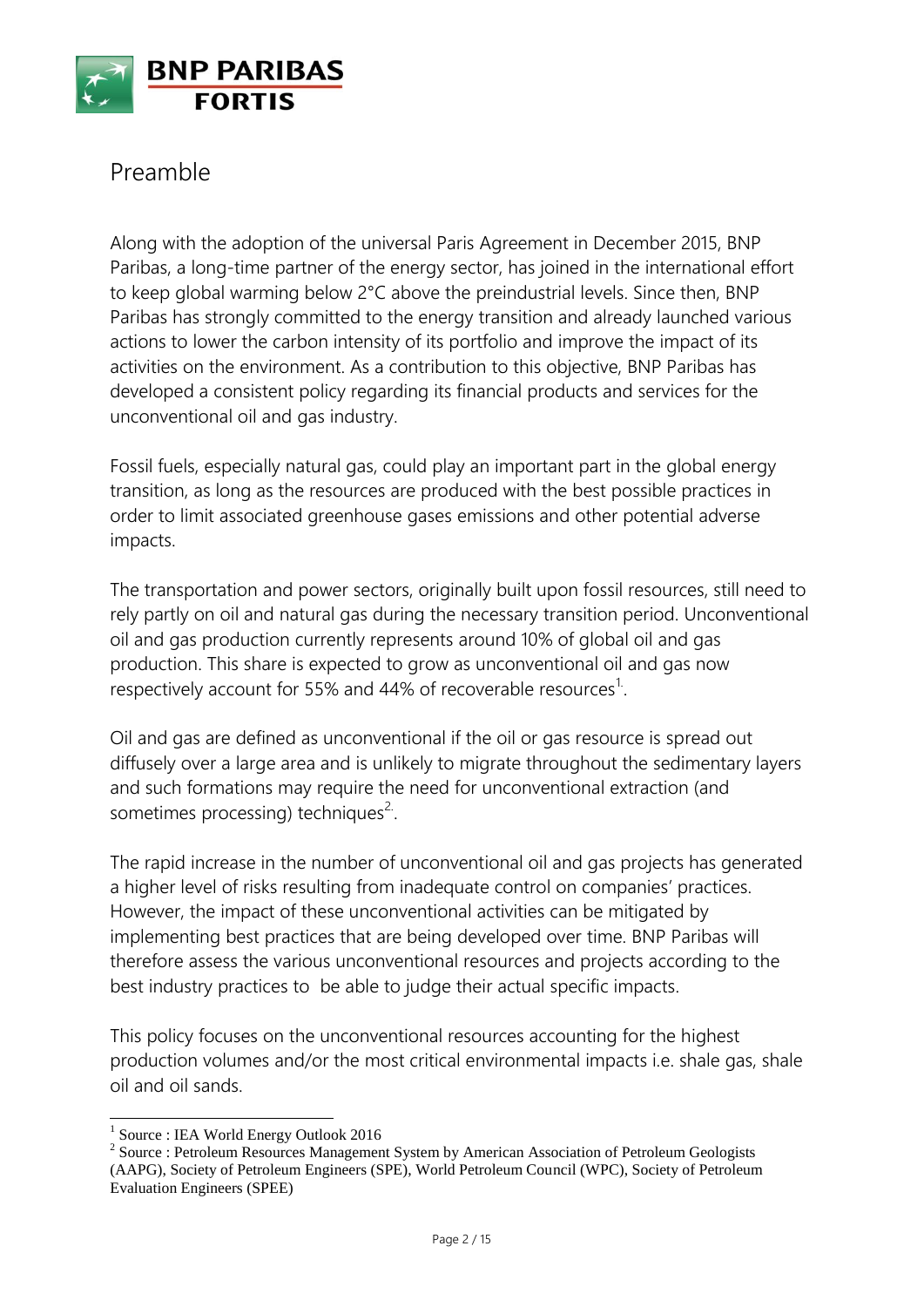# Preamble

Along with the adoption of the universal Paris Agreement in December 2015, BNP Paribas, a long-time partner of the energy sector, has joined in the international effort to keep global warming below 2°C above the preindustrial levels. Since then, BNP Paribas has strongly committed to the energy transition and already launched various actions to lower the carbon intensity of its portfolio and improve the impact of its activities on the environment. As a contribution to this objective, BNP Paribas has developed a consistent policy regarding its financial products and services for the unconventional oil and gas industry.

Fossil fuels, especially natural gas, could play an important part in the global energy transition, as long as the resources are produced with the best possible practices in order to limit associated greenhouse gases emissions and other potential adverse impacts.

The transportation and power sectors, originally built upon fossil resources, still need to rely partly on oil and natural gas during the necessary transition period. Unconventional oil and gas production currently represents around 10% of global oil and gas production. This share is expected to grow as unconventional oil and gas now respectively account for 55% and 44% of recoverable resources[1].

Oil and gas are defined as unconventional if the oil or gas resource is spread out diffusely over a large area and is unlikely to migrate throughout the sedimentary layers and such formations may require the need for unconventional extraction (and sometimes processing) techniques[2].

The rapid increase in the number of unconventional oil and gas projects has generated a higher level of risks resulting from inadequate control on companies' practices. However, the impact of these unconventional activities can be mitigated by implementing best practices that are being developed over time. BNP Paribas will therefore assess the various unconventional resources and projects according to the best industry practices to be able to judge their actual specific impacts.

This policy focuses on the unconventional resources accounting for the highest production volumes and/or the most critical environmental impacts i.e. shale gas, shale oil and oil sands.

---

[1] Source : IEA World Energy Outlook 2016

[2] Source : Petroleum Resources Management System by American Association of Petroleum Geologists (AAPG), Society of Petroleum Engineers (SPE), World Petroleum Council (WPC), Society of Petroleum Evaluation Engineers (SPEE)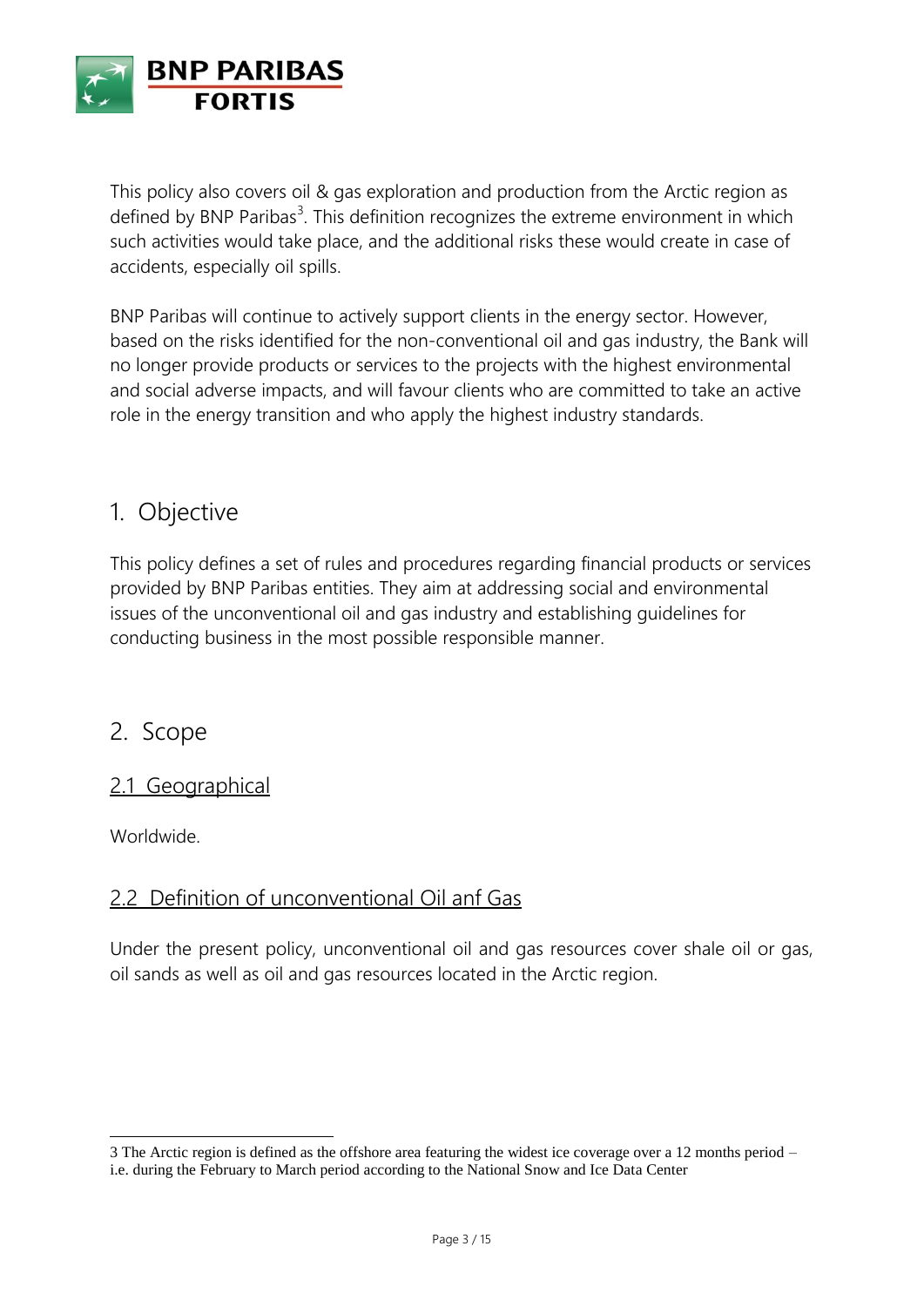This policy also covers oil & gas exploration and production from the Arctic region as defined by BNP Paribas[3]. This definition recognizes the extreme environment in which such activities would take place, and the additional risks these would create in case of accidents, especially oil spills.

BNP Paribas will continue to actively support clients in the energy sector. However, based on the risks identified for the non-conventional oil and gas industry, the Bank will no longer provide products or services to the projects with the highest environmental and social adverse impacts, and will favour clients who are committed to take an active role in the energy transition and who apply the highest industry standards.

# 1. Objective

This policy defines a set of rules and procedures regarding financial products or services provided by BNP Paribas entities. They aim at addressing social and environmental issues of the unconventional oil and gas industry and establishing guidelines for conducting business in the most possible responsible manner.

# 2. Scope

## 2.1 Geographical

Worldwide.

## 2.2 Definition of unconventional Oil anf Gas

Under the present policy, unconventional oil and gas resources cover shale oil or gas, oil sands as well as oil and gas resources located in the Arctic region.

---

3 The Arctic region is defined as the offshore area featuring the widest ice coverage over a 12 months period – i.e. during the February to March period according to the National Snow and Ice Data Center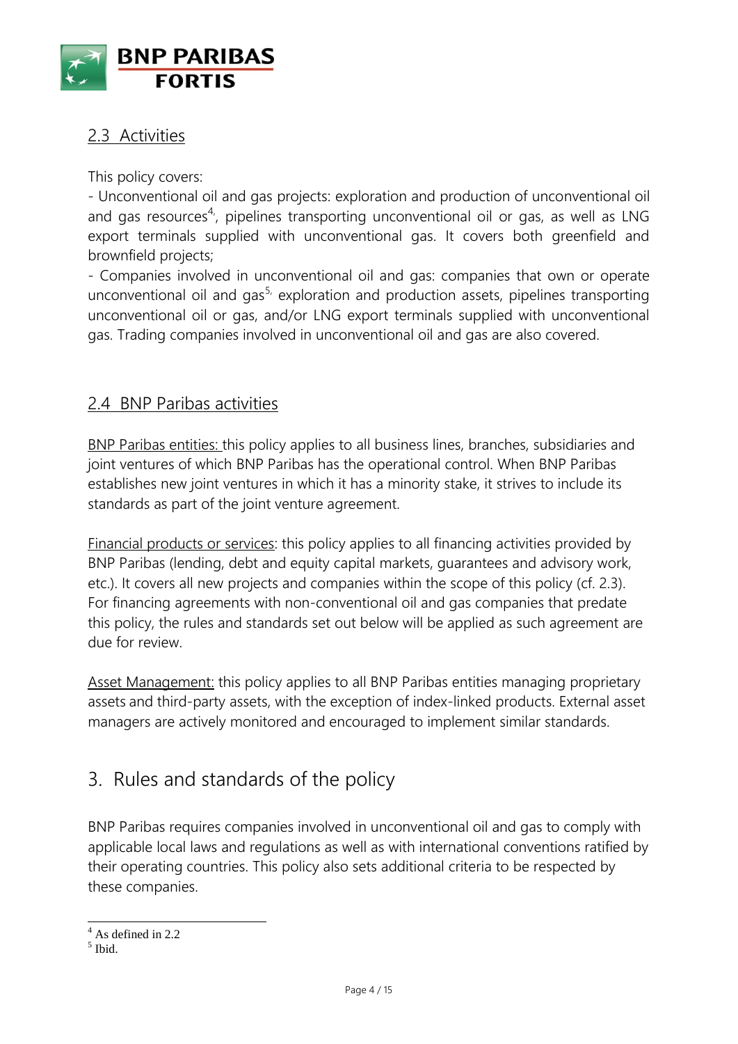## 2.3 Activities

This policy covers:

- Unconventional oil and gas projects: exploration and production of unconventional oil and gas resources[4], pipelines transporting unconventional oil or gas, as well as LNG export terminals supplied with unconventional gas. It covers both greenfield and brownfield projects;
- Companies involved in unconventional oil and gas: companies that own or operate unconventional oil and gas[5] exploration and production assets, pipelines transporting unconventional oil or gas, and/or LNG export terminals supplied with unconventional gas. Trading companies involved in unconventional oil and gas are also covered.

## 2.4 BNP Paribas activities

BNP Paribas entities: this policy applies to all business lines, branches, subsidiaries and joint ventures of which BNP Paribas has the operational control. When BNP Paribas establishes new joint ventures in which it has a minority stake, it strives to include its standards as part of the joint venture agreement.

Financial products or services: this policy applies to all financing activities provided by BNP Paribas (lending, debt and equity capital markets, guarantees and advisory work, etc.). It covers all new projects and companies within the scope of this policy (cf. 2.3). For financing agreements with non-conventional oil and gas companies that predate this policy, the rules and standards set out below will be applied as such agreement are due for review.

Asset Management: this policy applies to all BNP Paribas entities managing proprietary assets and third-party assets, with the exception of index-linked products. External asset managers are actively monitored and encouraged to implement similar standards.

# 3. Rules and standards of the policy

BNP Paribas requires companies involved in unconventional oil and gas to comply with applicable local laws and regulations as well as with international conventions ratified by their operating countries. This policy also sets additional criteria to be respected by these companies.

[4] As defined in 2.2

[5] Ibid.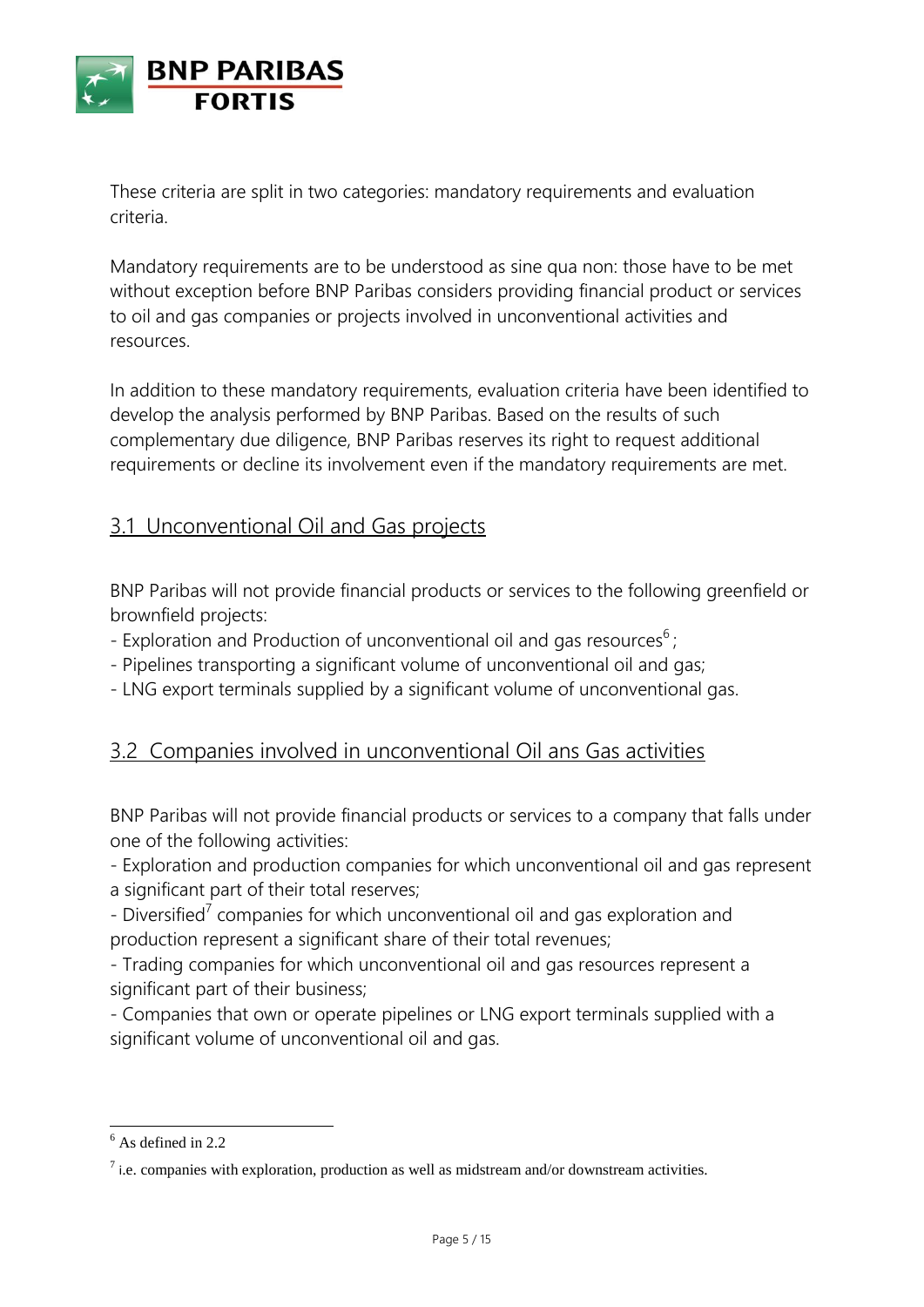These criteria are split in two categories: mandatory requirements and evaluation criteria.

Mandatory requirements are to be understood as sine qua non: those have to be met without exception before BNP Paribas considers providing financial product or services to oil and gas companies or projects involved in unconventional activities and resources.

In addition to these mandatory requirements, evaluation criteria have been identified to develop the analysis performed by BNP Paribas. Based on the results of such complementary due diligence, BNP Paribas reserves its right to request additional requirements or decline its involvement even if the mandatory requirements are met.

## 3.1 Unconventional Oil and Gas projects

BNP Paribas will not provide financial products or services to the following greenfield or brownfield projects:

- Exploration and Production of unconventional oil and gas resources[6] ;
- Pipelines transporting a significant volume of unconventional oil and gas;
- LNG export terminals supplied by a significant volume of unconventional gas.

## 3.2 Companies involved in unconventional Oil ans Gas activities

BNP Paribas will not provide financial products or services to a company that falls under one of the following activities:

- Exploration and production companies for which unconventional oil and gas represent a significant part of their total reserves;
- Diversified[7] companies for which unconventional oil and gas exploration and production represent a significant share of their total revenues;
- Trading companies for which unconventional oil and gas resources represent a significant part of their business;
- Companies that own or operate pipelines or LNG export terminals supplied with a significant volume of unconventional oil and gas.

---

[6] As defined in 2.2

[7] i.e. companies with exploration, production as well as midstream and/or downstream activities.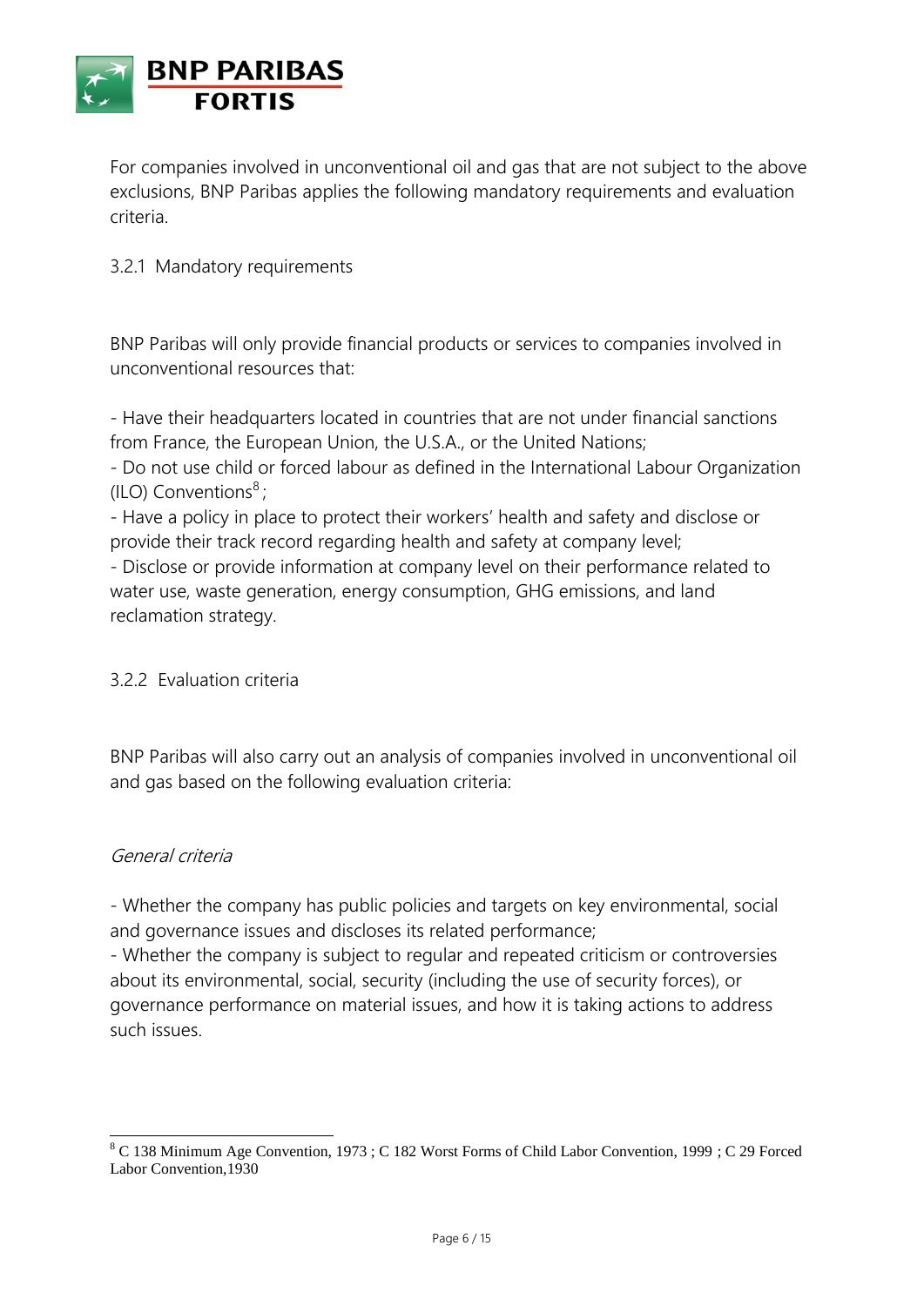For companies involved in unconventional oil and gas that are not subject to the above exclusions, BNP Paribas applies the following mandatory requirements and evaluation criteria.

### 3.2.1 Mandatory requirements

BNP Paribas will only provide financial products or services to companies involved in unconventional resources that:

- Have their headquarters located in countries that are not under financial sanctions from France, the European Union, the U.S.A., or the United Nations;
- Do not use child or forced labour as defined in the International Labour Organization (ILO) Conventions[8];
- Have a policy in place to protect their workers' health and safety and disclose or provide their track record regarding health and safety at company level;
- Disclose or provide information at company level on their performance related to water use, waste generation, energy consumption, GHG emissions, and land reclamation strategy.

### 3.2.2 Evaluation criteria

BNP Paribas will also carry out an analysis of companies involved in unconventional oil and gas based on the following evaluation criteria:

*General criteria*

- Whether the company has public policies and targets on key environmental, social and governance issues and discloses its related performance;
- Whether the company is subject to regular and repeated criticism or controversies about its environmental, social, security (including the use of security forces), or governance performance on material issues, and how it is taking actions to address such issues.

---

[8] C 138 Minimum Age Convention, 1973 ; C 182 Worst Forms of Child Labor Convention, 1999 ; C 29 Forced Labor Convention,1930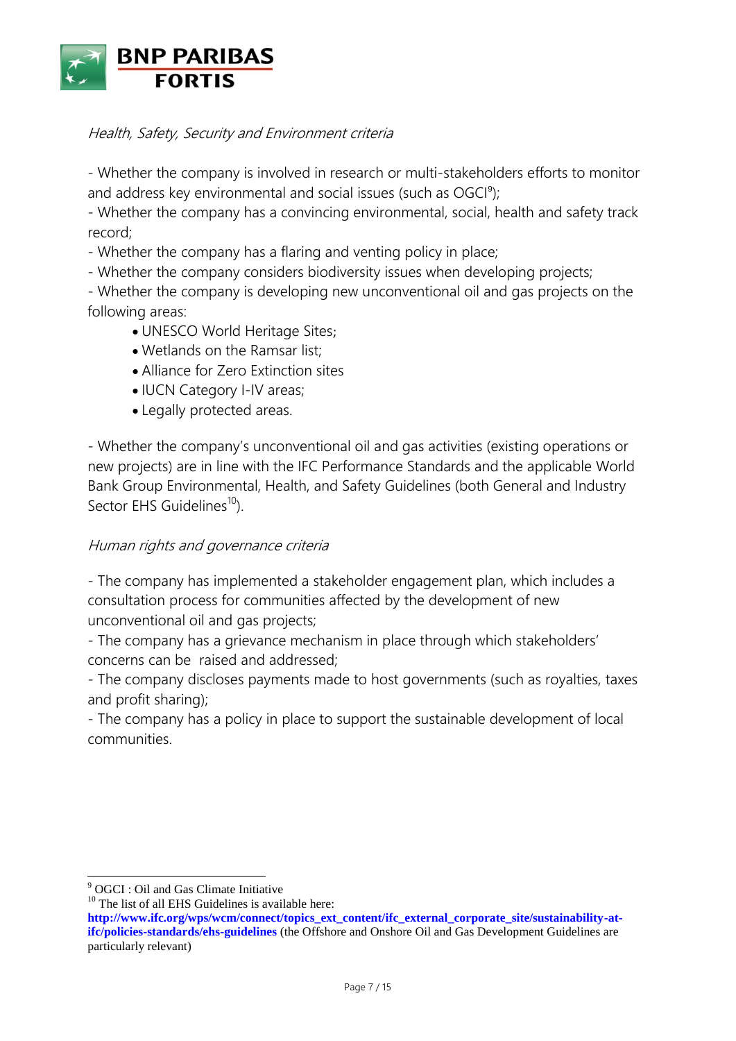*Health, Safety, Security and Environment criteria*

- Whether the company is involved in research or multi-stakeholders efforts to monitor and address key environmental and social issues (such as OGCI[9]);
- Whether the company has a convincing environmental, social, health and safety track record;
- Whether the company has a flaring and venting policy in place;
- Whether the company considers biodiversity issues when developing projects;
- Whether the company is developing new unconventional oil and gas projects on the following areas:
    - UNESCO World Heritage Sites;
    - Wetlands on the Ramsar list;
    - Alliance for Zero Extinction sites
    - IUCN Category I-IV areas;
    - Legally protected areas.

- Whether the company's unconventional oil and gas activities (existing operations or new projects) are in line with the IFC Performance Standards and the applicable World Bank Group Environmental, Health, and Safety Guidelines (both General and Industry Sector EHS Guidelines[10]).

*Human rights and governance criteria*

- The company has implemented a stakeholder engagement plan, which includes a consultation process for communities affected by the development of new unconventional oil and gas projects;
- The company has a grievance mechanism in place through which stakeholders' concerns can be raised and addressed;
- The company discloses payments made to host governments (such as royalties, taxes and profit sharing);
- The company has a policy in place to support the sustainable development of local communities.

---

[9] OGCI : Oil and Gas Climate Initiative

[10] The list of all EHS Guidelines is available here: **http://www.ifc.org/wps/wcm/connect/topics_ext_content/ifc_external_corporate_site/sustainability-at-ifc/policies-standards/ehs-guidelines** (the Offshore and Onshore Oil and Gas Development Guidelines are particularly relevant)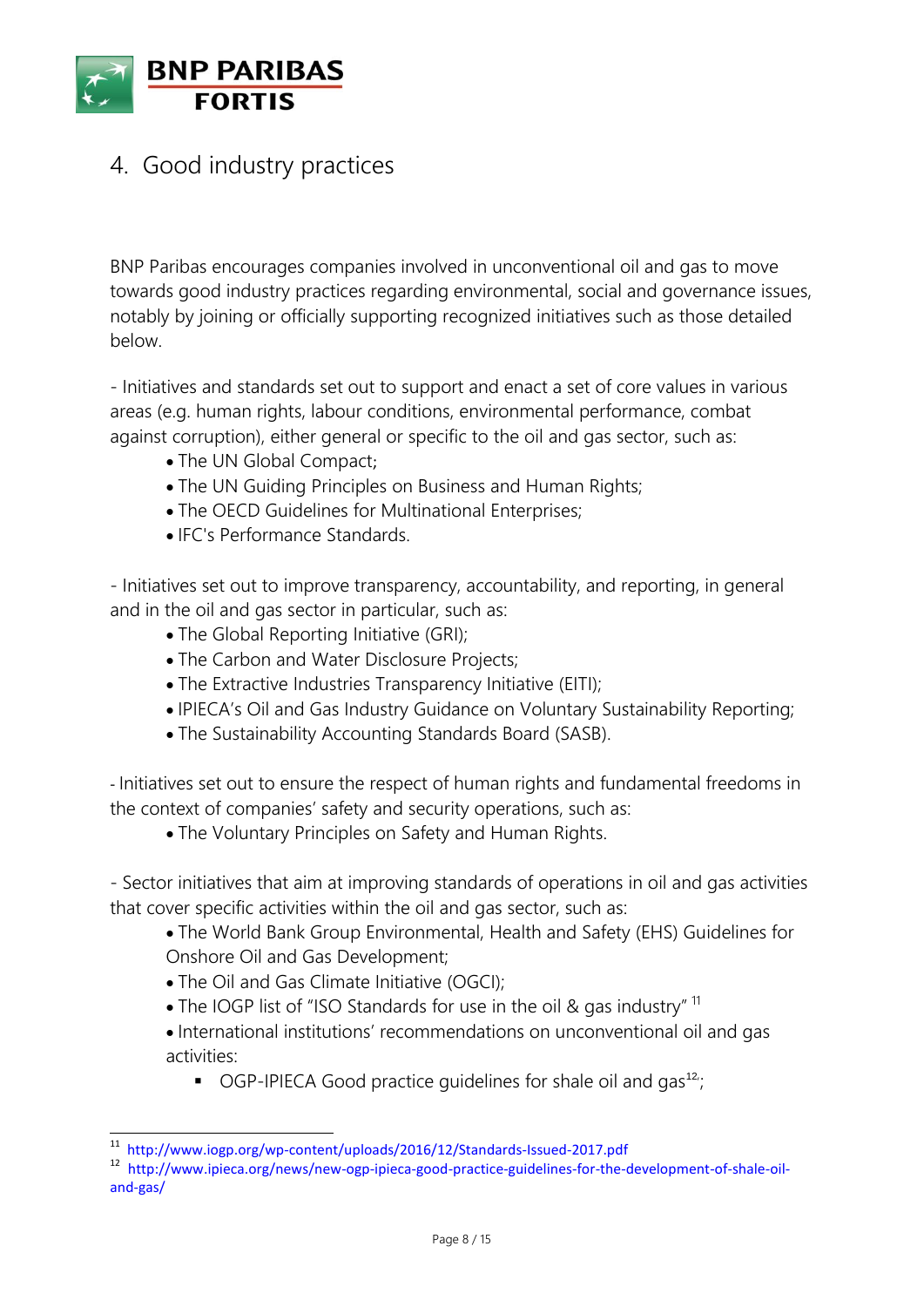# 4. Good industry practices

BNP Paribas encourages companies involved in unconventional oil and gas to move towards good industry practices regarding environmental, social and governance issues, notably by joining or officially supporting recognized initiatives such as those detailed below.

- Initiatives and standards set out to support and enact a set of core values in various areas (e.g. human rights, labour conditions, environmental performance, combat against corruption), either general or specific to the oil and gas sector, such as:
  - The UN Global Compact;
  - The UN Guiding Principles on Business and Human Rights;
  - The OECD Guidelines for Multinational Enterprises;
  - IFC's Performance Standards.

- Initiatives set out to improve transparency, accountability, and reporting, in general and in the oil and gas sector in particular, such as:
  - The Global Reporting Initiative (GRI);
  - The Carbon and Water Disclosure Projects;
  - The Extractive Industries Transparency Initiative (EITI);
  - IPIECA's Oil and Gas Industry Guidance on Voluntary Sustainability Reporting;
  - The Sustainability Accounting Standards Board (SASB).

- Initiatives set out to ensure the respect of human rights and fundamental freedoms in the context of companies' safety and security operations, such as:
  - The Voluntary Principles on Safety and Human Rights.

- Sector initiatives that aim at improving standards of operations in oil and gas activities that cover specific activities within the oil and gas sector, such as:
  - The World Bank Group Environmental, Health and Safety (EHS) Guidelines for Onshore Oil and Gas Development;
  - The Oil and Gas Climate Initiative (OGCI);
  - The IOGP list of "ISO Standards for use in the oil & gas industry" [11]
  - International institutions' recommendations on unconventional oil and gas activities:
    - OGP-IPIECA Good practice guidelines for shale oil and gas[12];

---

[11] http://www.iogp.org/wp-content/uploads/2016/12/Standards-Issued-2017.pdf

[12] http://www.ipieca.org/news/new-ogp-ipieca-good-practice-guidelines-for-the-development-of-shale-oil-and-gas/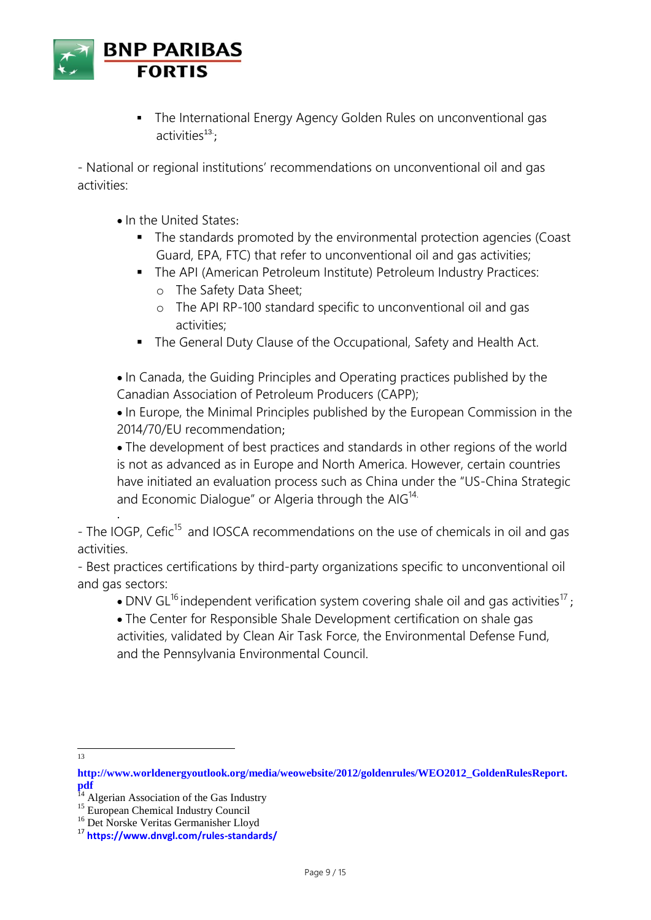- The International Energy Agency Golden Rules on unconventional gas activities[13];

- National or regional institutions' recommendations on unconventional oil and gas activities:

- In the United States:
  - The standards promoted by the environmental protection agencies (Coast Guard, EPA, FTC) that refer to unconventional oil and gas activities;
  - The API (American Petroleum Institute) Petroleum Industry Practices:
    - The Safety Data Sheet;
    - The API RP-100 standard specific to unconventional oil and gas activities;
  - The General Duty Clause of the Occupational, Safety and Health Act.

- In Canada, the Guiding Principles and Operating practices published by the Canadian Association of Petroleum Producers (CAPP);
- In Europe, the Minimal Principles published by the European Commission in the 2014/70/EU recommendation;
- The development of best practices and standards in other regions of the world is not as advanced as in Europe and North America. However, certain countries have initiated an evaluation process such as China under the "US-China Strategic and Economic Dialogue" or Algeria through the AIG[14].

- The IOGP, Cefic[15] and IOSCA recommendations on the use of chemicals in oil and gas activities.
- Best practices certifications by third-party organizations specific to unconventional oil and gas sectors:
  - DNV GL[16] independent verification system covering shale oil and gas activities[17];
  - The Center for Responsible Shale Development certification on shale gas activities, validated by Clean Air Task Force, the Environmental Defense Fund, and the Pennsylvania Environmental Council.

---

[13] **http://www.worldenergyoutlook.org/media/weowebsite/2012/goldenrules/WEO2012_GoldenRulesReport.pdf**

[14] Algerian Association of the Gas Industry

[15] European Chemical Industry Council

[16] Det Norske Veritas Germanisher Lloyd

[17] **https://www.dnvgl.com/rules-standards/**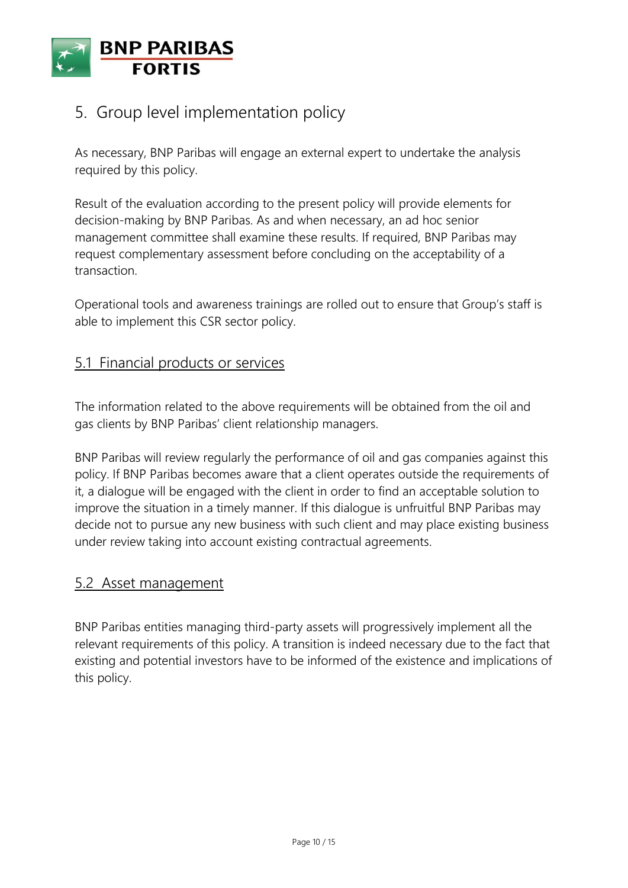## 5. Group level implementation policy

As necessary, BNP Paribas will engage an external expert to undertake the analysis required by this policy.

Result of the evaluation according to the present policy will provide elements for decision-making by BNP Paribas. As and when necessary, an ad hoc senior management committee shall examine these results. If required, BNP Paribas may request complementary assessment before concluding on the acceptability of a transaction.

Operational tools and awareness trainings are rolled out to ensure that Group's staff is able to implement this CSR sector policy.

### 5.1 Financial products or services

The information related to the above requirements will be obtained from the oil and gas clients by BNP Paribas' client relationship managers.

BNP Paribas will review regularly the performance of oil and gas companies against this policy. If BNP Paribas becomes aware that a client operates outside the requirements of it, a dialogue will be engaged with the client in order to find an acceptable solution to improve the situation in a timely manner. If this dialogue is unfruitful BNP Paribas may decide not to pursue any new business with such client and may place existing business under review taking into account existing contractual agreements.

### 5.2 Asset management

BNP Paribas entities managing third-party assets will progressively implement all the relevant requirements of this policy. A transition is indeed necessary due to the fact that existing and potential investors have to be informed of the existence and implications of this policy.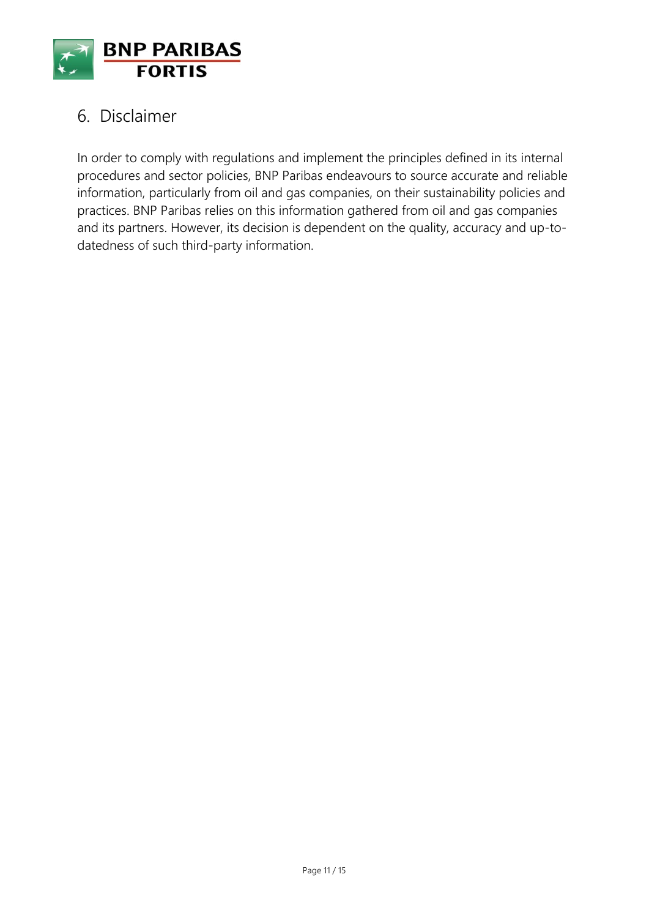## 6. Disclaimer

In order to comply with regulations and implement the principles defined in its internal procedures and sector policies, BNP Paribas endeavours to source accurate and reliable information, particularly from oil and gas companies, on their sustainability policies and practices. BNP Paribas relies on this information gathered from oil and gas companies and its partners. However, its decision is dependent on the quality, accuracy and up-to-datedness of such third-party information.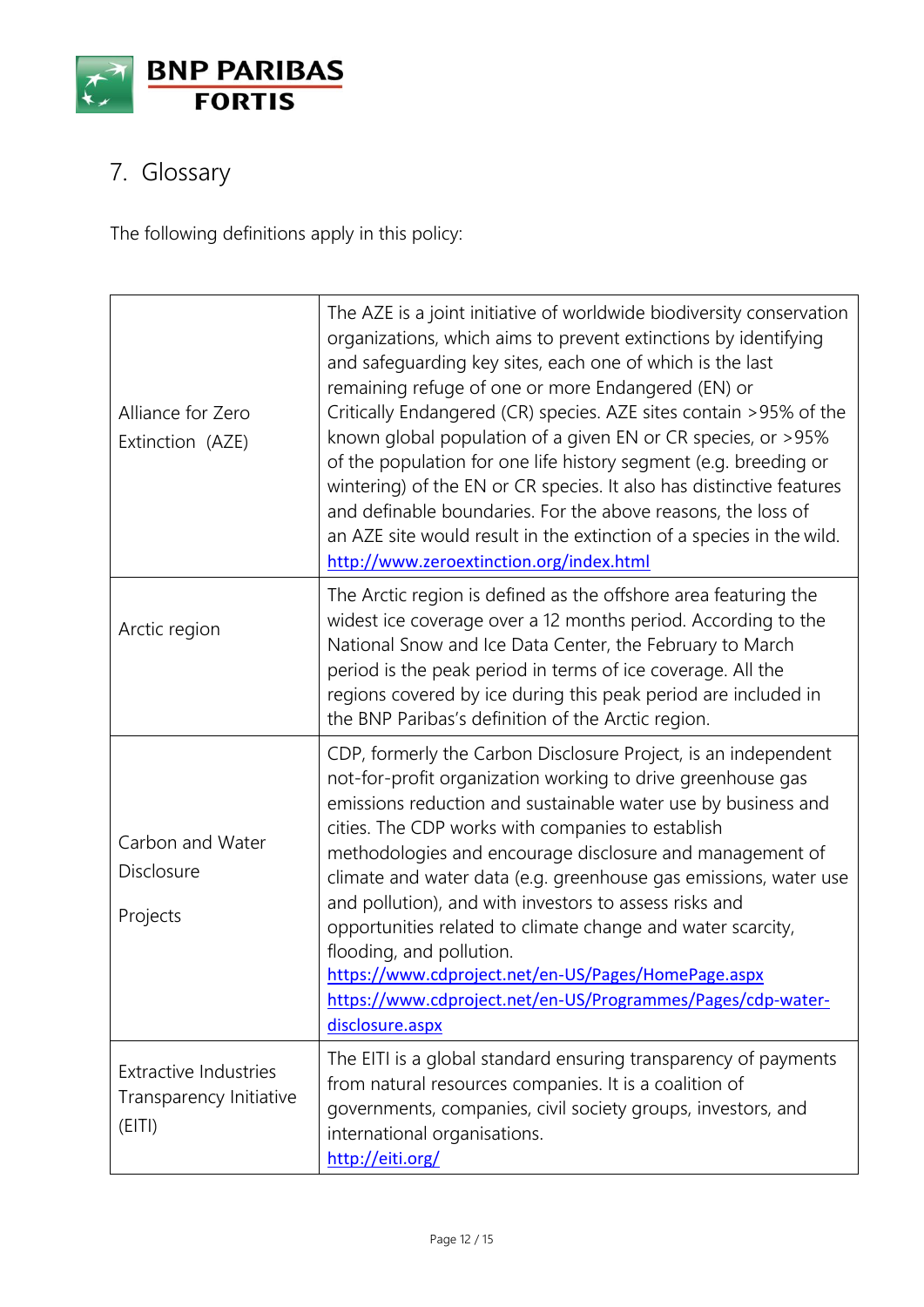## 7. Glossary

The following definitions apply in this policy:

| | |
|---|---|
| Alliance for Zero Extinction (AZE) | The AZE is a joint initiative of worldwide biodiversity conservation organizations, which aims to prevent extinctions by identifying and safeguarding key sites, each one of which is the last remaining refuge of one or more Endangered (EN) or Critically Endangered (CR) species. AZE sites contain >95% of the known global population of a given EN or CR species, or >95% of the population for one life history segment (e.g. breeding or wintering) of the EN or CR species. It also has distinctive features and definable boundaries. For the above reasons, the loss of an AZE site would result in the extinction of a species in the wild. http://www.zeroextinction.org/index.html |
| Arctic region | The Arctic region is defined as the offshore area featuring the widest ice coverage over a 12 months period. According to the National Snow and Ice Data Center, the February to March period is the peak period in terms of ice coverage. All the regions covered by ice during this peak period are included in the BNP Paribas's definition of the Arctic region. |
| Carbon and Water Disclosure Projects | CDP, formerly the Carbon Disclosure Project, is an independent not-for-profit organization working to drive greenhouse gas emissions reduction and sustainable water use by business and cities. The CDP works with companies to establish methodologies and encourage disclosure and management of climate and water data (e.g. greenhouse gas emissions, water use and pollution), and with investors to assess risks and opportunities related to climate change and water scarcity, flooding, and pollution. https://www.cdproject.net/en-US/Pages/HomePage.aspx https://www.cdproject.net/en-US/Programmes/Pages/cdp-water-disclosure.aspx |
| Extractive Industries Transparency Initiative (EITI) | The EITI is a global standard ensuring transparency of payments from natural resources companies. It is a coalition of governments, companies, civil society groups, investors, and international organisations. http://eiti.org/ |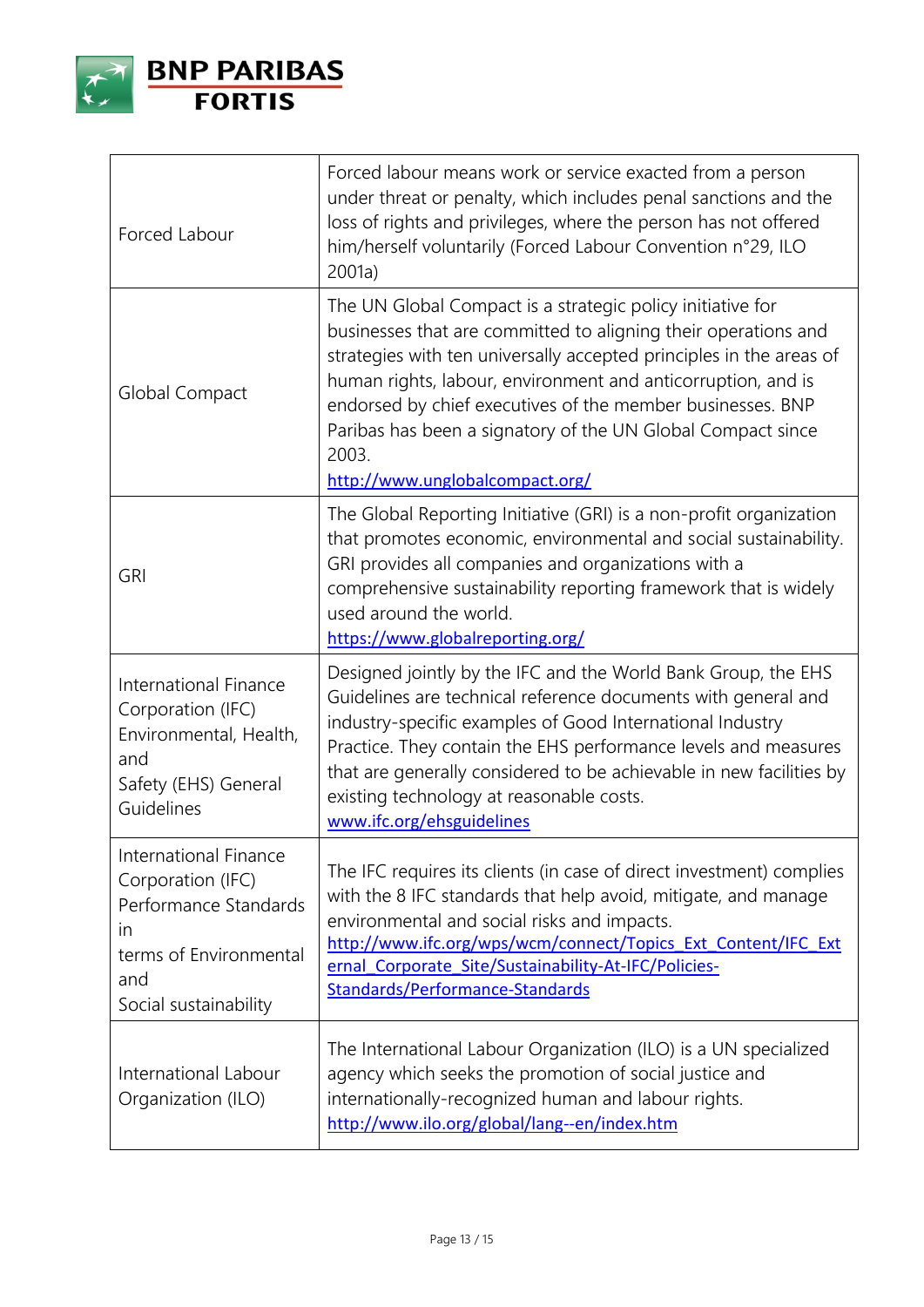| | |
|---|---|
| Forced Labour | Forced labour means work or service exacted from a person under threat or penalty, which includes penal sanctions and the loss of rights and privileges, where the person has not offered him/herself voluntarily (Forced Labour Convention n°29, ILO 2001a) |
| Global Compact | The UN Global Compact is a strategic policy initiative for businesses that are committed to aligning their operations and strategies with ten universally accepted principles in the areas of human rights, labour, environment and anticorruption, and is endorsed by chief executives of the member businesses. BNP Paribas has been a signatory of the UN Global Compact since 2003. http://www.unglobalcompact.org/ |
| GRI | The Global Reporting Initiative (GRI) is a non-profit organization that promotes economic, environmental and social sustainability. GRI provides all companies and organizations with a comprehensive sustainability reporting framework that is widely used around the world. https://www.globalreporting.org/ |
| International Finance Corporation (IFC) Environmental, Health, and Safety (EHS) General Guidelines | Designed jointly by the IFC and the World Bank Group, the EHS Guidelines are technical reference documents with general and industry-specific examples of Good International Industry Practice. They contain the EHS performance levels and measures that are generally considered to be achievable in new facilities by existing technology at reasonable costs. www.ifc.org/ehsguidelines |
| International Finance Corporation (IFC) Performance Standards in terms of Environmental and Social sustainability | The IFC requires its clients (in case of direct investment) complies with the 8 IFC standards that help avoid, mitigate, and manage environmental and social risks and impacts. http://www.ifc.org/wps/wcm/connect/Topics_Ext_Content/IFC_External_Corporate_Site/Sustainability-At-IFC/Policies-Standards/Performance-Standards |
| International Labour Organization (ILO) | The International Labour Organization (ILO) is a UN specialized agency which seeks the promotion of social justice and internationally-recognized human and labour rights. http://www.ilo.org/global/lang--en/index.htm |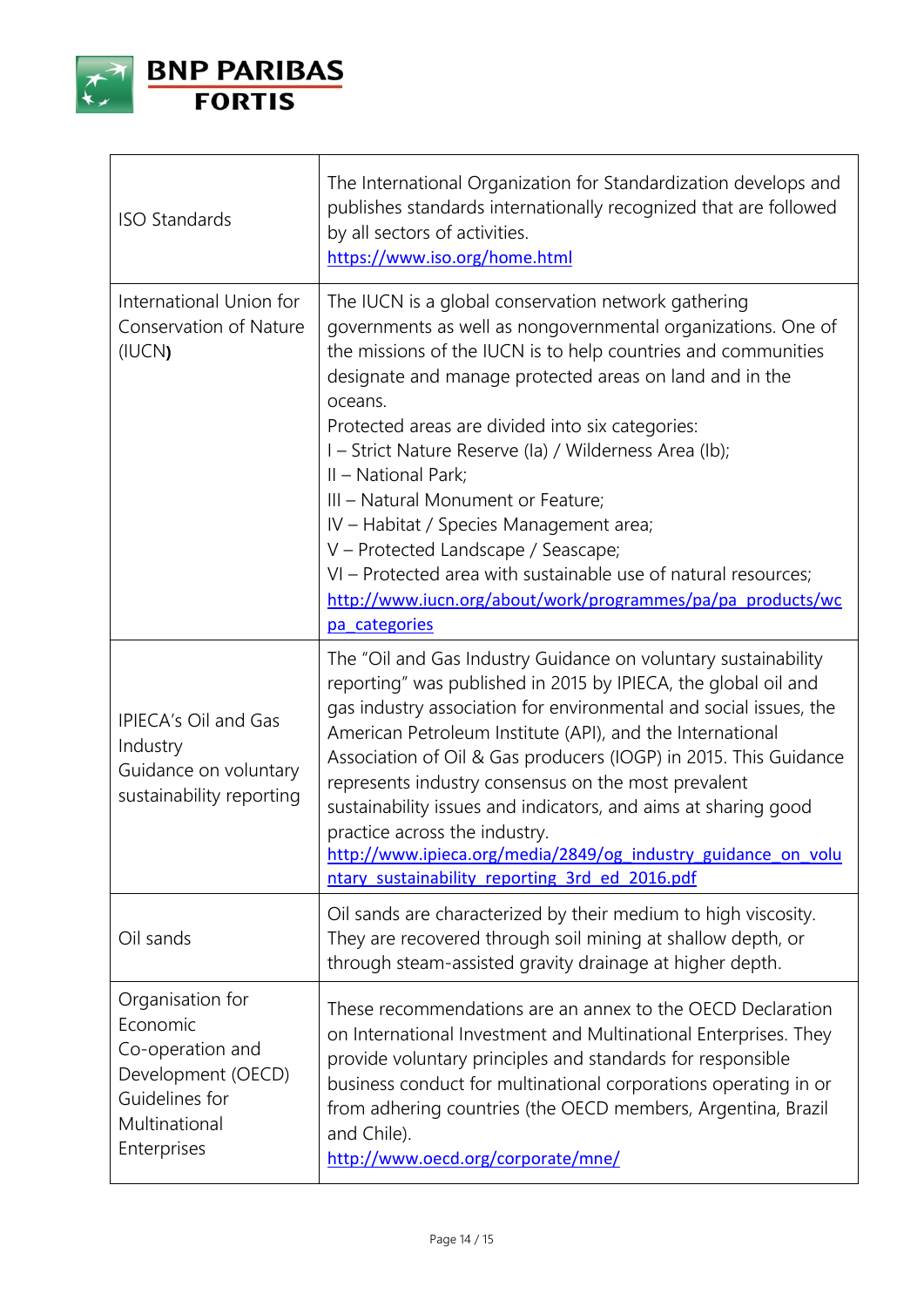| | |
|---|---|
| ISO Standards | The International Organization for Standardization develops and publishes standards internationally recognized that are followed by all sectors of activities.<br>https://www.iso.org/home.html |
| International Union for Conservation of Nature (IUCN**)** | The IUCN is a global conservation network gathering governments as well as nongovernmental organizations. One of the missions of the IUCN is to help countries and communities designate and manage protected areas on land and in the oceans.<br>Protected areas are divided into six categories:<br>I – Strict Nature Reserve (Ia) / Wilderness Area (Ib);<br>II – National Park;<br>III – Natural Monument or Feature;<br>IV – Habitat / Species Management area;<br>V – Protected Landscape / Seascape;<br>VI – Protected area with sustainable use of natural resources;<br>http://www.iucn.org/about/work/programmes/pa/pa_products/wcpa_categories |
| IPIECA's Oil and Gas Industry Guidance on voluntary sustainability reporting | The "Oil and Gas Industry Guidance on voluntary sustainability reporting" was published in 2015 by IPIECA, the global oil and gas industry association for environmental and social issues, the American Petroleum Institute (API), and the International Association of Oil & Gas producers (IOGP) in 2015. This Guidance represents industry consensus on the most prevalent sustainability issues and indicators, and aims at sharing good practice across the industry.<br>http://www.ipieca.org/media/2849/og_industry_guidance_on_voluntary_sustainability_reporting_3rd_ed_2016.pdf |
| Oil sands | Oil sands are characterized by their medium to high viscosity. They are recovered through soil mining at shallow depth, or through steam-assisted gravity drainage at higher depth. |
| Organisation for Economic Co-operation and Development (OECD) Guidelines for Multinational Enterprises | These recommendations are an annex to the OECD Declaration on International Investment and Multinational Enterprises. They provide voluntary principles and standards for responsible business conduct for multinational corporations operating in or from adhering countries (the OECD members, Argentina, Brazil and Chile).<br>http://www.oecd.org/corporate/mne/ |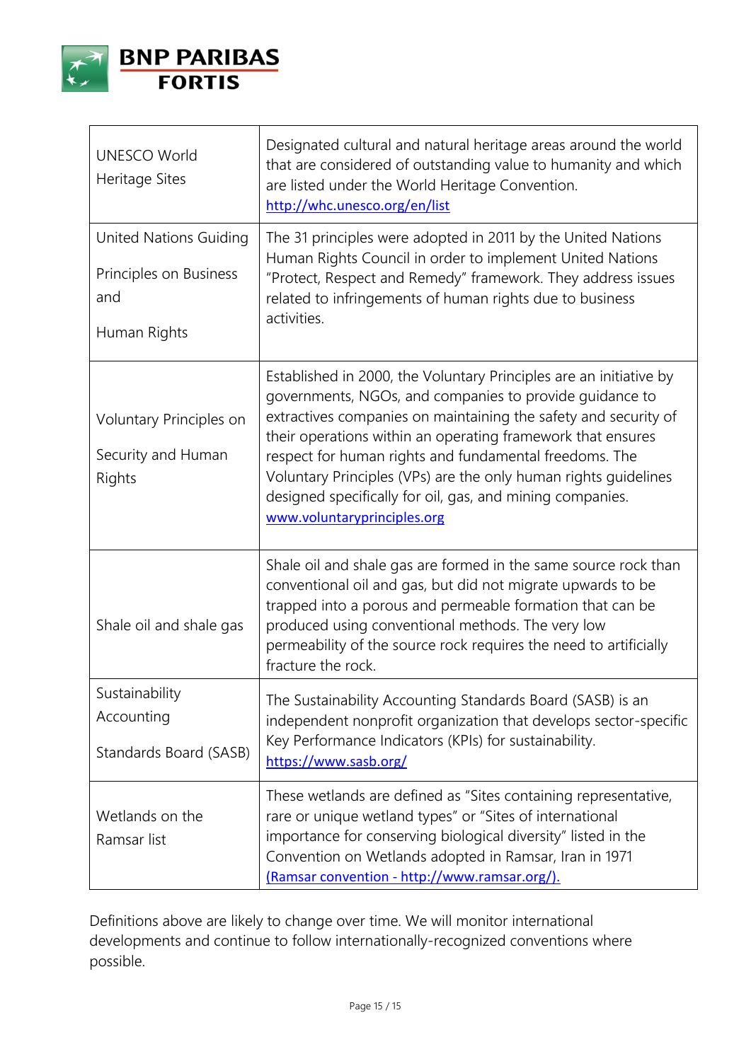| | |
|---|---|
| UNESCO World Heritage Sites | Designated cultural and natural heritage areas around the world that are considered of outstanding value to humanity and which are listed under the World Heritage Convention. http://whc.unesco.org/en/list |
| United Nations Guiding Principles on Business and Human Rights | The 31 principles were adopted in 2011 by the United Nations Human Rights Council in order to implement United Nations "Protect, Respect and Remedy" framework. They address issues related to infringements of human rights due to business activities. |
| Voluntary Principles on Security and Human Rights | Established in 2000, the Voluntary Principles are an initiative by governments, NGOs, and companies to provide guidance to extractives companies on maintaining the safety and security of their operations within an operating framework that ensures respect for human rights and fundamental freedoms. The Voluntary Principles (VPs) are the only human rights guidelines designed specifically for oil, gas, and mining companies. www.voluntaryprinciples.org |
| Shale oil and shale gas | Shale oil and shale gas are formed in the same source rock than conventional oil and gas, but did not migrate upwards to be trapped into a porous and permeable formation that can be produced using conventional methods. The very low permeability of the source rock requires the need to artificially fracture the rock. |
| Sustainability Accounting Standards Board (SASB) | The Sustainability Accounting Standards Board (SASB) is an independent nonprofit organization that develops sector-specific Key Performance Indicators (KPIs) for sustainability. https://www.sasb.org/ |
| Wetlands on the Ramsar list | These wetlands are defined as "Sites containing representative, rare or unique wetland types" or "Sites of international importance for conserving biological diversity" listed in the Convention on Wetlands adopted in Ramsar, Iran in 1971 (Ramsar convention - http://www.ramsar.org/). |

Definitions above are likely to change over time. We will monitor international developments and continue to follow internationally-recognized conventions where possible.